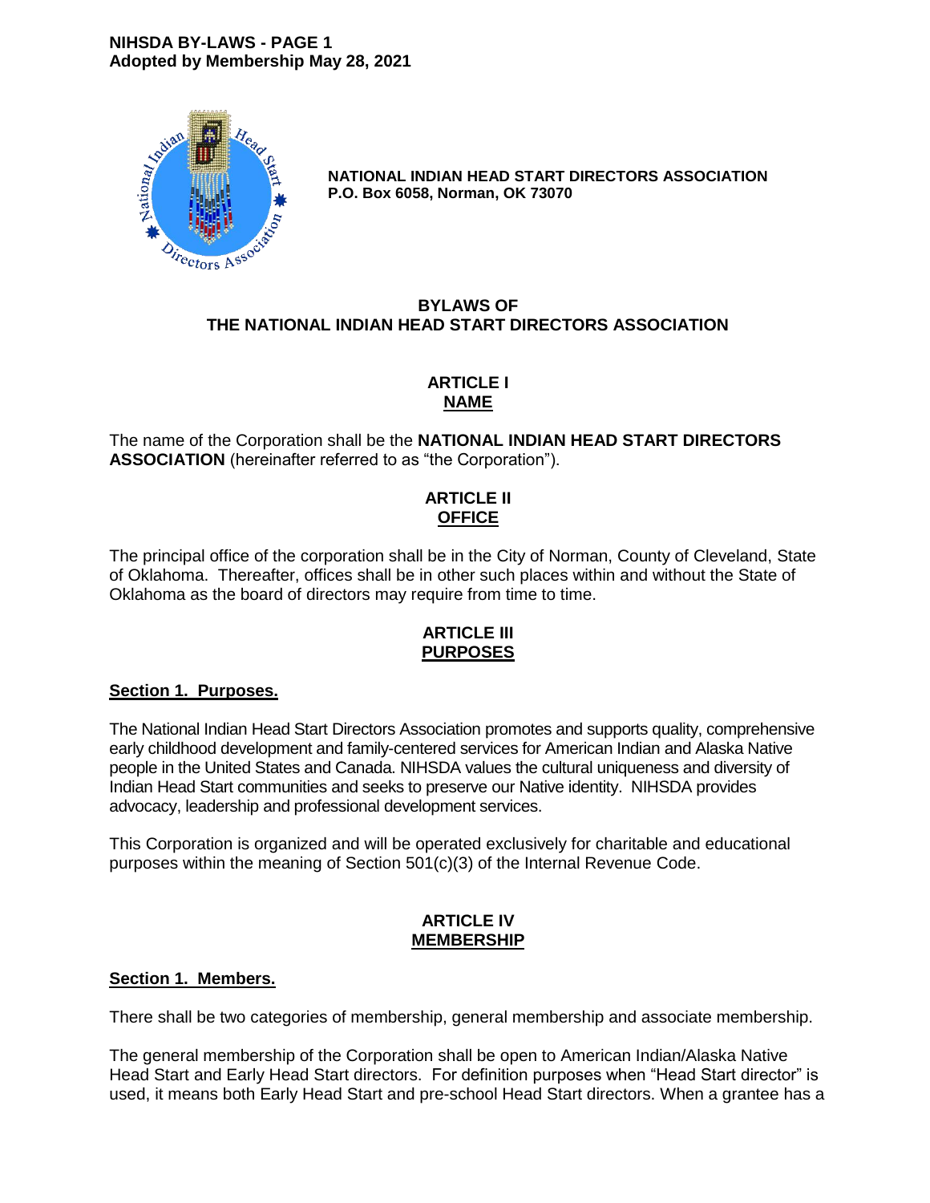**NATIONAL INDIAN HEAD START DIRECTORS ASSOCIATION**
**P.O. Box 6058, Norman, OK 73070**

# BYLAWS OF THE NATIONAL INDIAN HEAD START DIRECTORS ASSOCIATION

## ARTICLE I
## NAME

The name of the Corporation shall be the **NATIONAL INDIAN HEAD START DIRECTORS ASSOCIATION** (hereinafter referred to as "the Corporation").

## ARTICLE II
## OFFICE

The principal office of the corporation shall be in the City of Norman, County of Cleveland, State of Oklahoma. Thereafter, offices shall be in other such places within and without the State of Oklahoma as the board of directors may require from time to time.

## ARTICLE III
## PURPOSES

### Section 1. Purposes.

The National Indian Head Start Directors Association promotes and supports quality, comprehensive early childhood development and family-centered services for American Indian and Alaska Native people in the United States and Canada. NIHSDA values the cultural uniqueness and diversity of Indian Head Start communities and seeks to preserve our Native identity. NIHSDA provides advocacy, leadership and professional development services.

This Corporation is organized and will be operated exclusively for charitable and educational purposes within the meaning of Section 501(c)(3) of the Internal Revenue Code.

## ARTICLE IV
## MEMBERSHIP

### Section 1. Members.

There shall be two categories of membership, general membership and associate membership.

The general membership of the Corporation shall be open to American Indian/Alaska Native Head Start and Early Head Start directors. For definition purposes when "Head Start director" is used, it means both Early Head Start and pre-school Head Start directors. When a grantee has a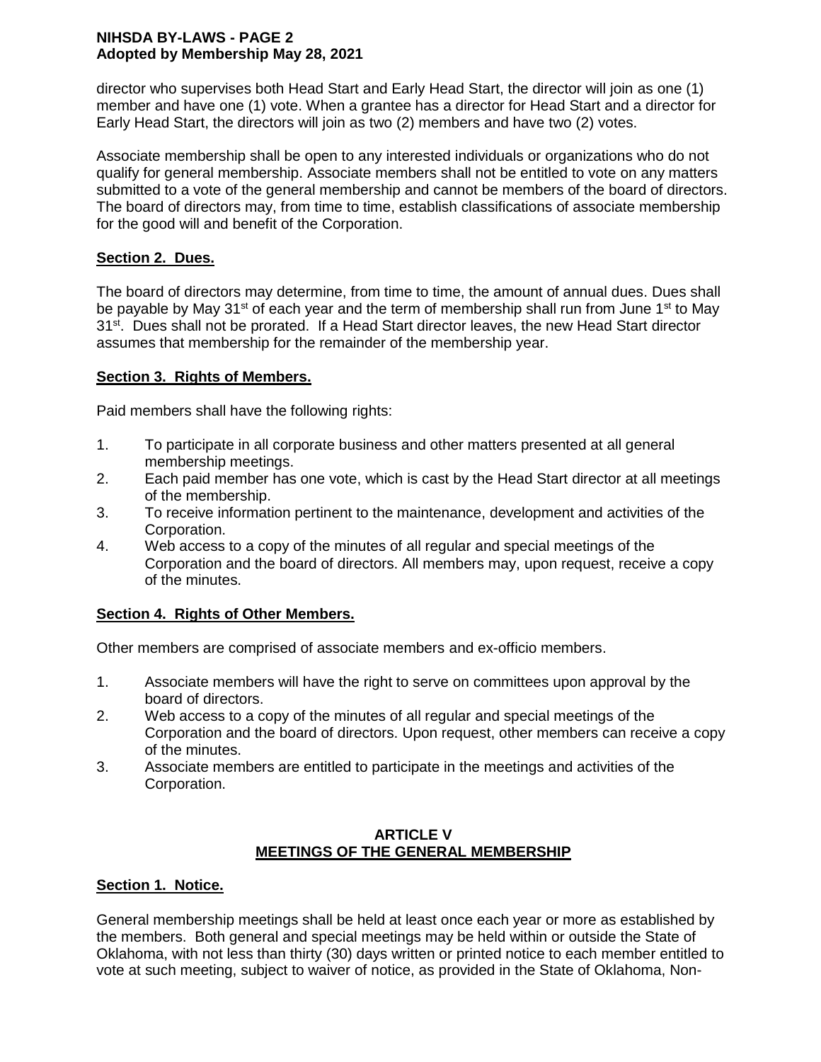director who supervises both Head Start and Early Head Start, the director will join as one (1) member and have one (1) vote. When a grantee has a director for Head Start and a director for Early Head Start, the directors will join as two (2) members and have two (2) votes.

Associate membership shall be open to any interested individuals or organizations who do not qualify for general membership. Associate members shall not be entitled to vote on any matters submitted to a vote of the general membership and cannot be members of the board of directors. The board of directors may, from time to time, establish classifications of associate membership for the good will and benefit of the Corporation.

### Section 2. Dues.

The board of directors may determine, from time to time, the amount of annual dues. Dues shall be payable by May 31st of each year and the term of membership shall run from June 1st to May 31st. Dues shall not be prorated. If a Head Start director leaves, the new Head Start director assumes that membership for the remainder of the membership year.

### Section 3. Rights of Members.

Paid members shall have the following rights:

1. To participate in all corporate business and other matters presented at all general membership meetings.
2. Each paid member has one vote, which is cast by the Head Start director at all meetings of the membership.
3. To receive information pertinent to the maintenance, development and activities of the Corporation.
4. Web access to a copy of the minutes of all regular and special meetings of the Corporation and the board of directors. All members may, upon request, receive a copy of the minutes.

### Section 4. Rights of Other Members.

Other members are comprised of associate members and ex-officio members.

1. Associate members will have the right to serve on committees upon approval by the board of directors.
2. Web access to a copy of the minutes of all regular and special meetings of the Corporation and the board of directors. Upon request, other members can receive a copy of the minutes.
3. Associate members are entitled to participate in the meetings and activities of the Corporation.

## ARTICLE V
## MEETINGS OF THE GENERAL MEMBERSHIP

### Section 1. Notice.

General membership meetings shall be held at least once each year or more as established by the members. Both general and special meetings may be held within or outside the State of Oklahoma, with not less than thirty (30) days written or printed notice to each member entitled to vote at such meeting, subject to waiver of notice, as provided in the State of Oklahoma, Non-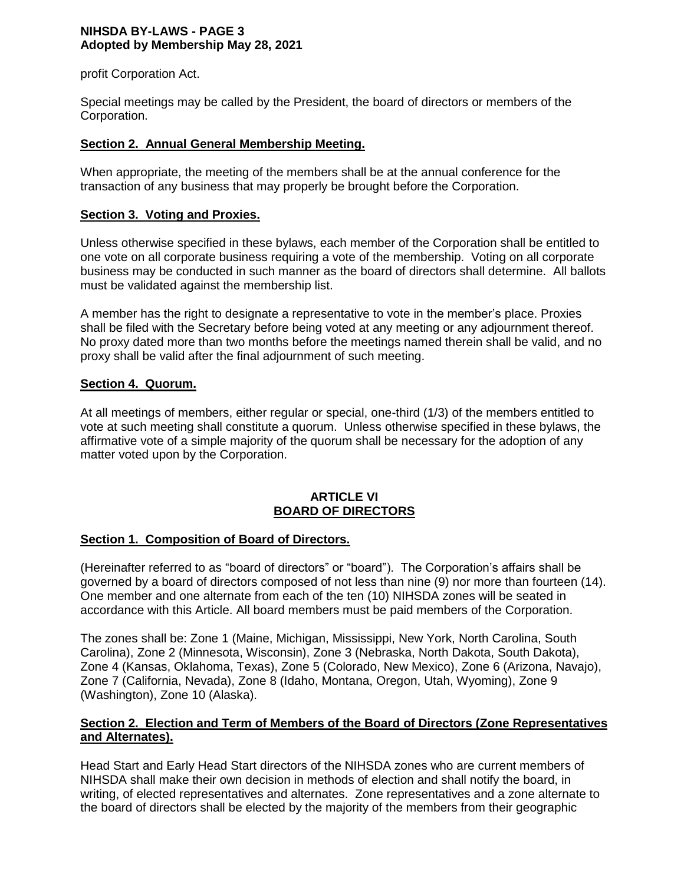profit Corporation Act.

Special meetings may be called by the President, the board of directors or members of the Corporation.

**Section 2. Annual General Membership Meeting.**

When appropriate, the meeting of the members shall be at the annual conference for the transaction of any business that may properly be brought before the Corporation.

**Section 3. Voting and Proxies.**

Unless otherwise specified in these bylaws, each member of the Corporation shall be entitled to one vote on all corporate business requiring a vote of the membership. Voting on all corporate business may be conducted in such manner as the board of directors shall determine. All ballots must be validated against the membership list.

A member has the right to designate a representative to vote in the member's place. Proxies shall be filed with the Secretary before being voted at any meeting or any adjournment thereof. No proxy dated more than two months before the meetings named therein shall be valid, and no proxy shall be valid after the final adjournment of such meeting.

**Section 4. Quorum.**

At all meetings of members, either regular or special, one-third (1/3) of the members entitled to vote at such meeting shall constitute a quorum. Unless otherwise specified in these bylaws, the affirmative vote of a simple majority of the quorum shall be necessary for the adoption of any matter voted upon by the Corporation.

## ARTICLE VI
## BOARD OF DIRECTORS

**Section 1. Composition of Board of Directors.**

(Hereinafter referred to as "board of directors" or "board"). The Corporation's affairs shall be governed by a board of directors composed of not less than nine (9) nor more than fourteen (14). One member and one alternate from each of the ten (10) NIHSDA zones will be seated in accordance with this Article. All board members must be paid members of the Corporation.

The zones shall be: Zone 1 (Maine, Michigan, Mississippi, New York, North Carolina, South Carolina), Zone 2 (Minnesota, Wisconsin), Zone 3 (Nebraska, North Dakota, South Dakota), Zone 4 (Kansas, Oklahoma, Texas), Zone 5 (Colorado, New Mexico), Zone 6 (Arizona, Navajo), Zone 7 (California, Nevada), Zone 8 (Idaho, Montana, Oregon, Utah, Wyoming), Zone 9 (Washington), Zone 10 (Alaska).

**Section 2. Election and Term of Members of the Board of Directors (Zone Representatives and Alternates).**

Head Start and Early Head Start directors of the NIHSDA zones who are current members of NIHSDA shall make their own decision in methods of election and shall notify the board, in writing, of elected representatives and alternates. Zone representatives and a zone alternate to the board of directors shall be elected by the majority of the members from their geographic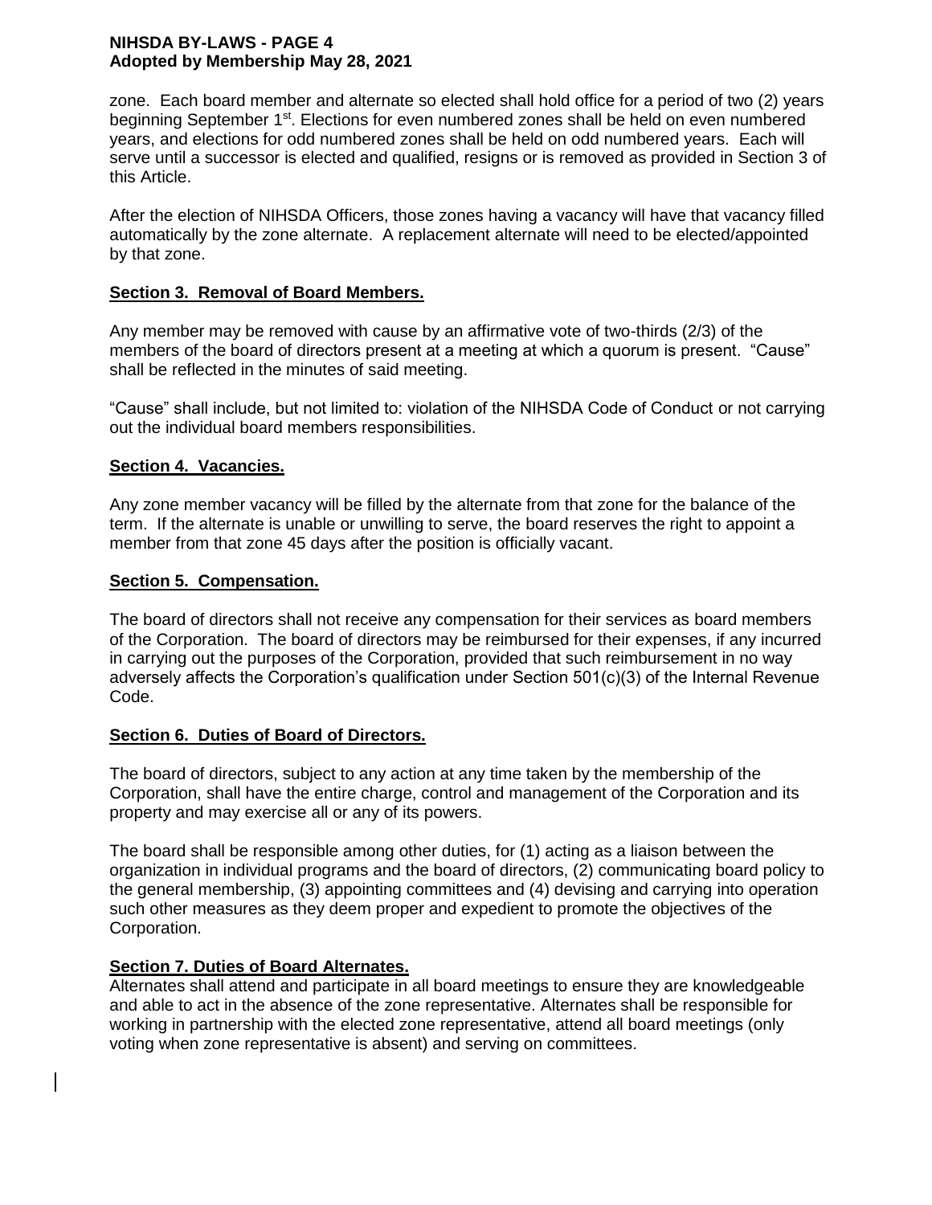zone. Each board member and alternate so elected shall hold office for a period of two (2) years beginning September 1st. Elections for even numbered zones shall be held on even numbered years, and elections for odd numbered zones shall be held on odd numbered years. Each will serve until a successor is elected and qualified, resigns or is removed as provided in Section 3 of this Article.

After the election of NIHSDA Officers, those zones having a vacancy will have that vacancy filled automatically by the zone alternate. A replacement alternate will need to be elected/appointed by that zone.

**Section 3. Removal of Board Members.**

Any member may be removed with cause by an affirmative vote of two-thirds (2/3) of the members of the board of directors present at a meeting at which a quorum is present. "Cause" shall be reflected in the minutes of said meeting.

"Cause" shall include, but not limited to: violation of the NIHSDA Code of Conduct or not carrying out the individual board members responsibilities.

**Section 4. Vacancies.**

Any zone member vacancy will be filled by the alternate from that zone for the balance of the term. If the alternate is unable or unwilling to serve, the board reserves the right to appoint a member from that zone 45 days after the position is officially vacant.

**Section 5. Compensation.**

The board of directors shall not receive any compensation for their services as board members of the Corporation. The board of directors may be reimbursed for their expenses, if any incurred in carrying out the purposes of the Corporation, provided that such reimbursement in no way adversely affects the Corporation's qualification under Section 501(c)(3) of the Internal Revenue Code.

**Section 6. Duties of Board of Directors.**

The board of directors, subject to any action at any time taken by the membership of the Corporation, shall have the entire charge, control and management of the Corporation and its property and may exercise all or any of its powers.

The board shall be responsible among other duties, for (1) acting as a liaison between the organization in individual programs and the board of directors, (2) communicating board policy to the general membership, (3) appointing committees and (4) devising and carrying into operation such other measures as they deem proper and expedient to promote the objectives of the Corporation.

**Section 7. Duties of Board Alternates.**

Alternates shall attend and participate in all board meetings to ensure they are knowledgeable and able to act in the absence of the zone representative. Alternates shall be responsible for working in partnership with the elected zone representative, attend all board meetings (only voting when zone representative is absent) and serving on committees.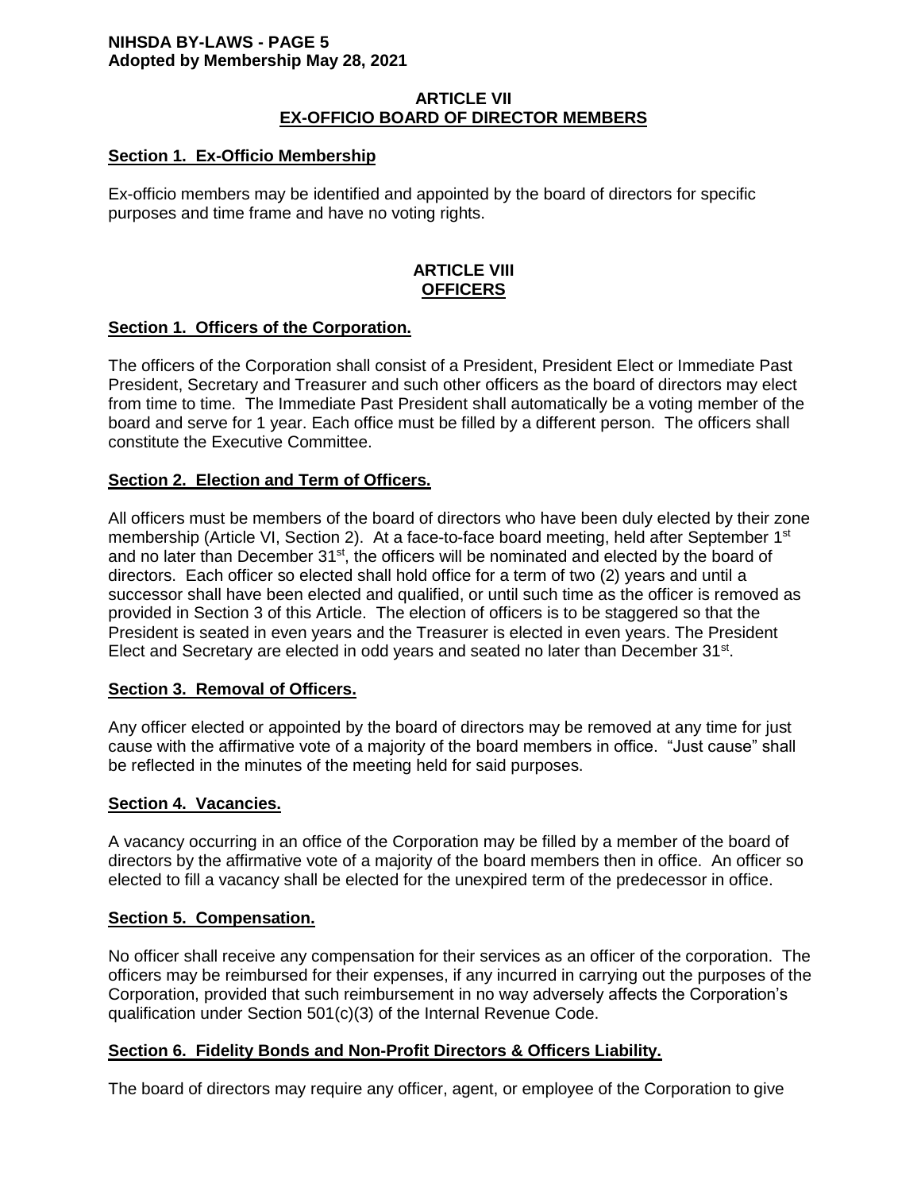## ARTICLE VII
## EX-OFFICIO BOARD OF DIRECTOR MEMBERS

### Section 1. Ex-Officio Membership

Ex-officio members may be identified and appointed by the board of directors for specific purposes and time frame and have no voting rights.

## ARTICLE VIII
## OFFICERS

### Section 1. Officers of the Corporation.

The officers of the Corporation shall consist of a President, President Elect or Immediate Past President, Secretary and Treasurer and such other officers as the board of directors may elect from time to time. The Immediate Past President shall automatically be a voting member of the board and serve for 1 year. Each office must be filled by a different person. The officers shall constitute the Executive Committee.

### Section 2. Election and Term of Officers.

All officers must be members of the board of directors who have been duly elected by their zone membership (Article VI, Section 2). At a face-to-face board meeting, held after September 1st and no later than December 31st, the officers will be nominated and elected by the board of directors. Each officer so elected shall hold office for a term of two (2) years and until a successor shall have been elected and qualified, or until such time as the officer is removed as provided in Section 3 of this Article. The election of officers is to be staggered so that the President is seated in even years and the Treasurer is elected in even years. The President Elect and Secretary are elected in odd years and seated no later than December 31st.

### Section 3. Removal of Officers.

Any officer elected or appointed by the board of directors may be removed at any time for just cause with the affirmative vote of a majority of the board members in office. "Just cause" shall be reflected in the minutes of the meeting held for said purposes.

### Section 4. Vacancies.

A vacancy occurring in an office of the Corporation may be filled by a member of the board of directors by the affirmative vote of a majority of the board members then in office. An officer so elected to fill a vacancy shall be elected for the unexpired term of the predecessor in office.

### Section 5. Compensation.

No officer shall receive any compensation for their services as an officer of the corporation. The officers may be reimbursed for their expenses, if any incurred in carrying out the purposes of the Corporation, provided that such reimbursement in no way adversely affects the Corporation's qualification under Section 501(c)(3) of the Internal Revenue Code.

### Section 6. Fidelity Bonds and Non-Profit Directors & Officers Liability.

The board of directors may require any officer, agent, or employee of the Corporation to give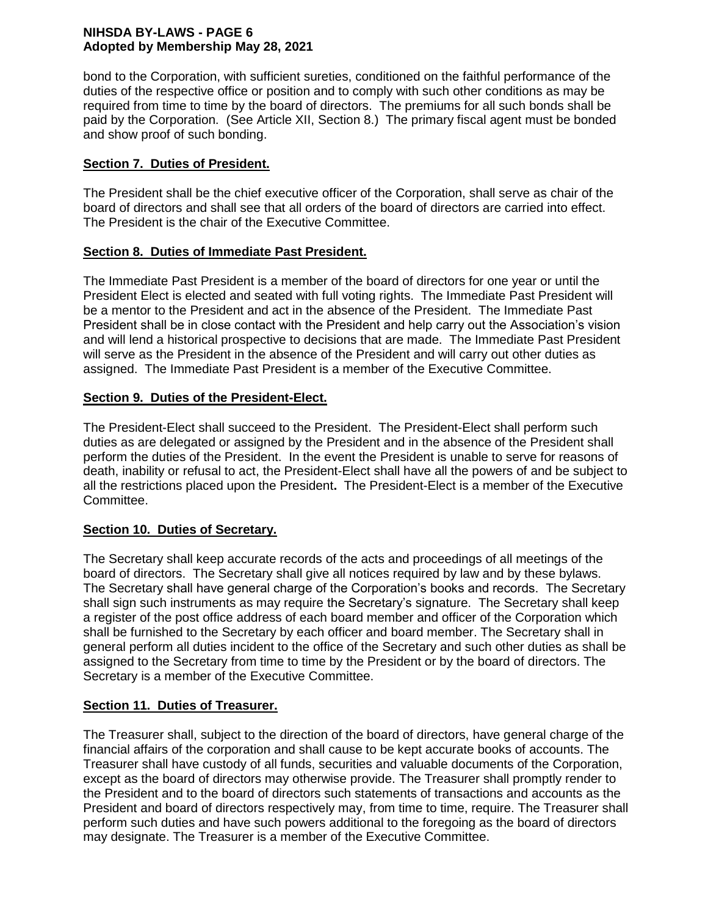bond to the Corporation, with sufficient sureties, conditioned on the faithful performance of the duties of the respective office or position and to comply with such other conditions as may be required from time to time by the board of directors. The premiums for all such bonds shall be paid by the Corporation. (See Article XII, Section 8.) The primary fiscal agent must be bonded and show proof of such bonding.

## Section 7. Duties of President.

The President shall be the chief executive officer of the Corporation, shall serve as chair of the board of directors and shall see that all orders of the board of directors are carried into effect. The President is the chair of the Executive Committee.

## Section 8. Duties of Immediate Past President.

The Immediate Past President is a member of the board of directors for one year or until the President Elect is elected and seated with full voting rights. The Immediate Past President will be a mentor to the President and act in the absence of the President. The Immediate Past President shall be in close contact with the President and help carry out the Association's vision and will lend a historical prospective to decisions that are made. The Immediate Past President will serve as the President in the absence of the President and will carry out other duties as assigned. The Immediate Past President is a member of the Executive Committee.

## Section 9. Duties of the President-Elect.

The President-Elect shall succeed to the President. The President-Elect shall perform such duties as are delegated or assigned by the President and in the absence of the President shall perform the duties of the President. In the event the President is unable to serve for reasons of death, inability or refusal to act, the President-Elect shall have all the powers of and be subject to all the restrictions placed upon the President**.** The President-Elect is a member of the Executive Committee.

## Section 10. Duties of Secretary.

The Secretary shall keep accurate records of the acts and proceedings of all meetings of the board of directors. The Secretary shall give all notices required by law and by these bylaws. The Secretary shall have general charge of the Corporation's books and records. The Secretary shall sign such instruments as may require the Secretary's signature. The Secretary shall keep a register of the post office address of each board member and officer of the Corporation which shall be furnished to the Secretary by each officer and board member. The Secretary shall in general perform all duties incident to the office of the Secretary and such other duties as shall be assigned to the Secretary from time to time by the President or by the board of directors. The Secretary is a member of the Executive Committee.

## Section 11. Duties of Treasurer.

The Treasurer shall, subject to the direction of the board of directors, have general charge of the financial affairs of the corporation and shall cause to be kept accurate books of accounts. The Treasurer shall have custody of all funds, securities and valuable documents of the Corporation, except as the board of directors may otherwise provide. The Treasurer shall promptly render to the President and to the board of directors such statements of transactions and accounts as the President and board of directors respectively may, from time to time, require. The Treasurer shall perform such duties and have such powers additional to the foregoing as the board of directors may designate. The Treasurer is a member of the Executive Committee.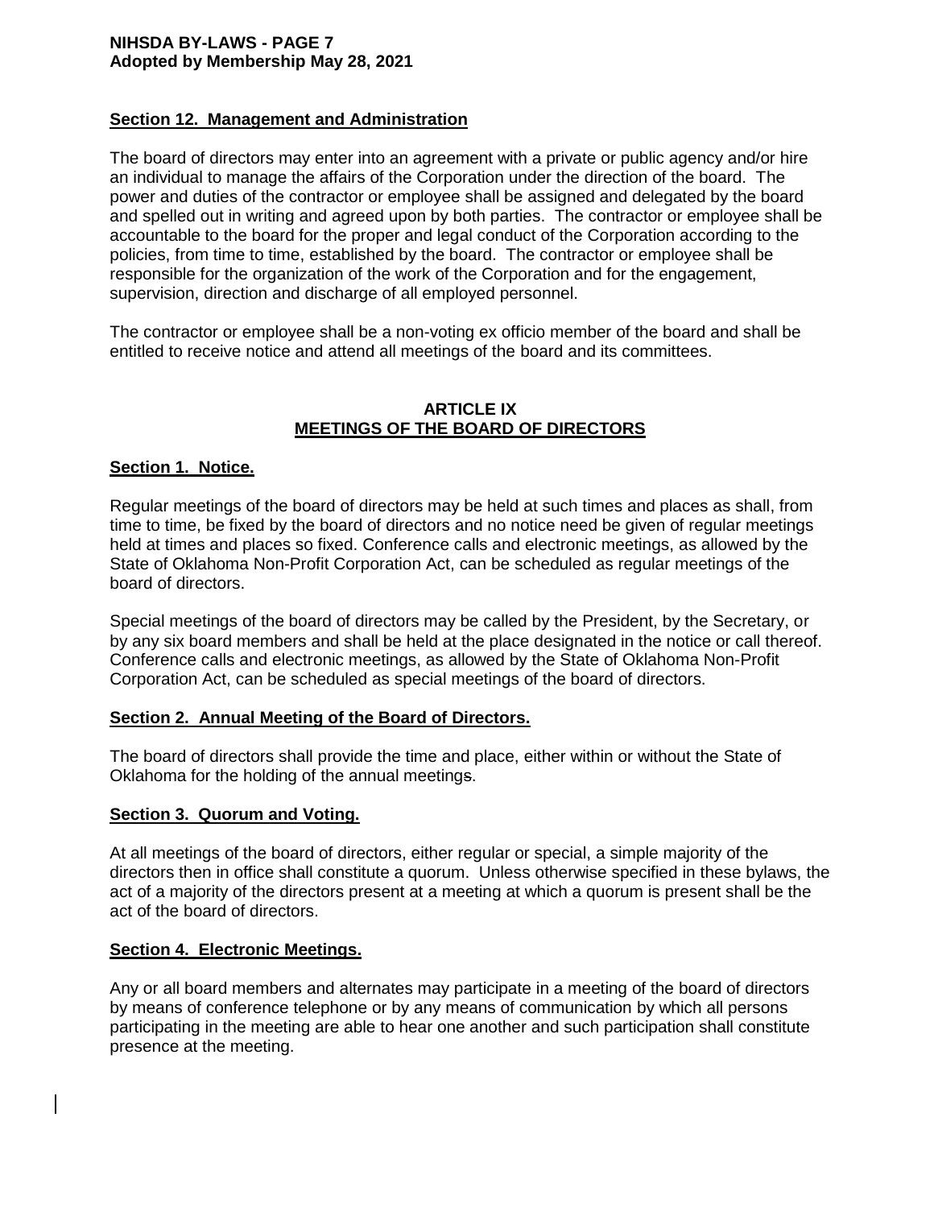## Section 12. Management and Administration

The board of directors may enter into an agreement with a private or public agency and/or hire an individual to manage the affairs of the Corporation under the direction of the board. The power and duties of the contractor or employee shall be assigned and delegated by the board and spelled out in writing and agreed upon by both parties. The contractor or employee shall be accountable to the board for the proper and legal conduct of the Corporation according to the policies, from time to time, established by the board. The contractor or employee shall be responsible for the organization of the work of the Corporation and for the engagement, supervision, direction and discharge of all employed personnel.

The contractor or employee shall be a non-voting ex officio member of the board and shall be entitled to receive notice and attend all meetings of the board and its committees.

# ARTICLE IX
# MEETINGS OF THE BOARD OF DIRECTORS

## Section 1. Notice.

Regular meetings of the board of directors may be held at such times and places as shall, from time to time, be fixed by the board of directors and no notice need be given of regular meetings held at times and places so fixed. Conference calls and electronic meetings, as allowed by the State of Oklahoma Non-Profit Corporation Act, can be scheduled as regular meetings of the board of directors.

Special meetings of the board of directors may be called by the President, by the Secretary, or by any six board members and shall be held at the place designated in the notice or call thereof. Conference calls and electronic meetings, as allowed by the State of Oklahoma Non-Profit Corporation Act, can be scheduled as special meetings of the board of directors.

## Section 2. Annual Meeting of the Board of Directors.

The board of directors shall provide the time and place, either within or without the State of Oklahoma for the holding of the annual meetings.

## Section 3. Quorum and Voting.

At all meetings of the board of directors, either regular or special, a simple majority of the directors then in office shall constitute a quorum. Unless otherwise specified in these bylaws, the act of a majority of the directors present at a meeting at which a quorum is present shall be the act of the board of directors.

## Section 4. Electronic Meetings.

Any or all board members and alternates may participate in a meeting of the board of directors by means of conference telephone or by any means of communication by which all persons participating in the meeting are able to hear one another and such participation shall constitute presence at the meeting.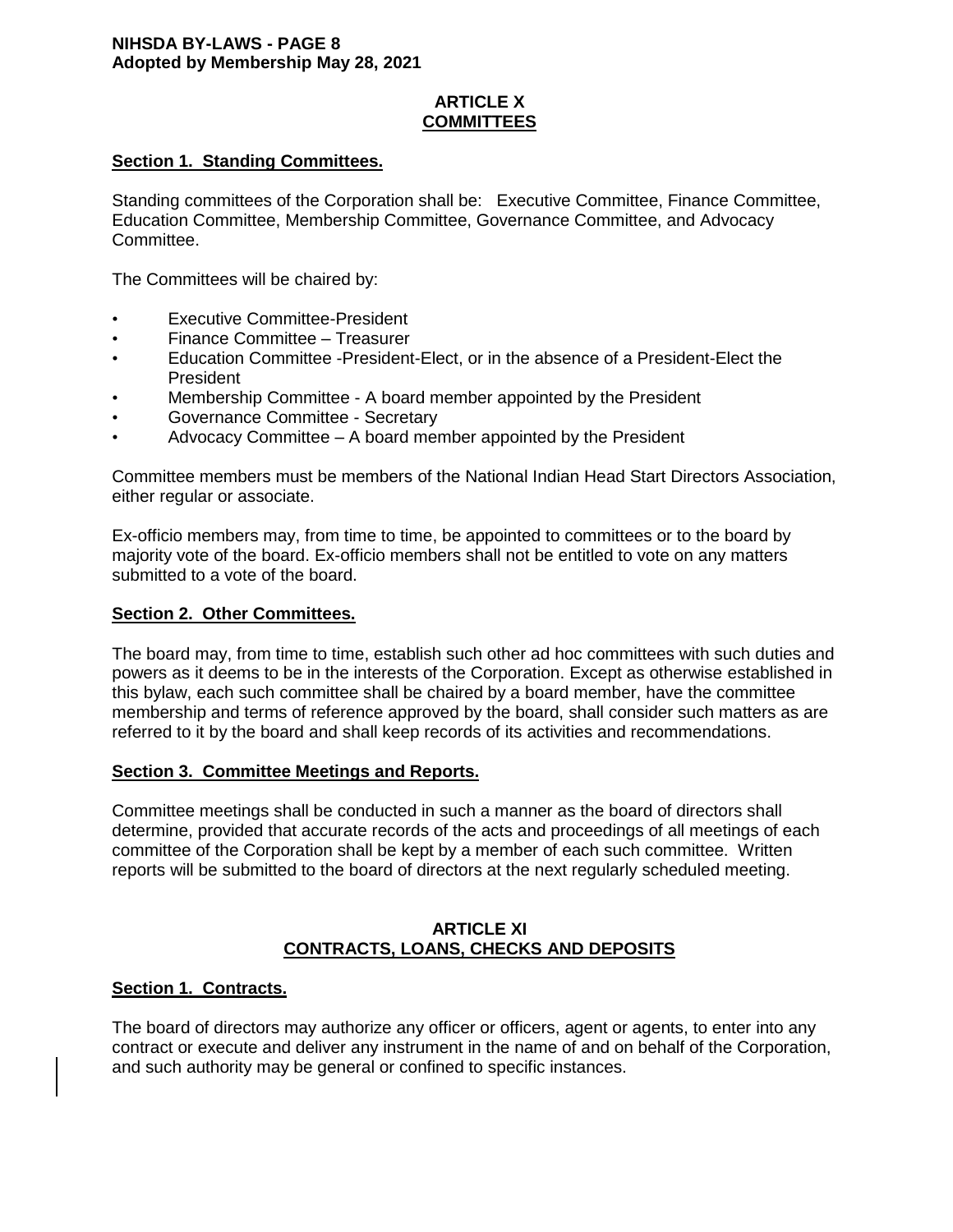## ARTICLE X
## COMMITTEES

**Section 1. Standing Committees.**

Standing committees of the Corporation shall be: Executive Committee, Finance Committee, Education Committee, Membership Committee, Governance Committee, and Advocacy Committee.

The Committees will be chaired by:

- Executive Committee-President
- Finance Committee – Treasurer
- Education Committee -President-Elect, or in the absence of a President-Elect the President
- Membership Committee - A board member appointed by the President
- Governance Committee - Secretary
- Advocacy Committee – A board member appointed by the President

Committee members must be members of the National Indian Head Start Directors Association, either regular or associate.

Ex-officio members may, from time to time, be appointed to committees or to the board by majority vote of the board. Ex-officio members shall not be entitled to vote on any matters submitted to a vote of the board.

**Section 2. Other Committees.**

The board may, from time to time, establish such other ad hoc committees with such duties and powers as it deems to be in the interests of the Corporation. Except as otherwise established in this bylaw, each such committee shall be chaired by a board member, have the committee membership and terms of reference approved by the board, shall consider such matters as are referred to it by the board and shall keep records of its activities and recommendations.

**Section 3. Committee Meetings and Reports.**

Committee meetings shall be conducted in such a manner as the board of directors shall determine, provided that accurate records of the acts and proceedings of all meetings of each committee of the Corporation shall be kept by a member of each such committee. Written reports will be submitted to the board of directors at the next regularly scheduled meeting.

## ARTICLE XI
## CONTRACTS, LOANS, CHECKS AND DEPOSITS

**Section 1. Contracts.**

The board of directors may authorize any officer or officers, agent or agents, to enter into any contract or execute and deliver any instrument in the name of and on behalf of the Corporation, and such authority may be general or confined to specific instances.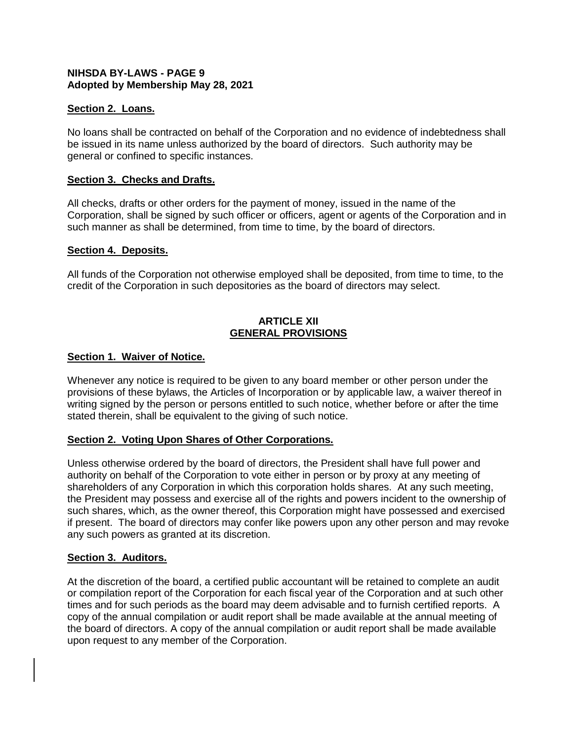### Section 2. Loans.

No loans shall be contracted on behalf of the Corporation and no evidence of indebtedness shall be issued in its name unless authorized by the board of directors. Such authority may be general or confined to specific instances.

### Section 3. Checks and Drafts.

All checks, drafts or other orders for the payment of money, issued in the name of the Corporation, shall be signed by such officer or officers, agent or agents of the Corporation and in such manner as shall be determined, from time to time, by the board of directors.

### Section 4. Deposits.

All funds of the Corporation not otherwise employed shall be deposited, from time to time, to the credit of the Corporation in such depositories as the board of directors may select.

## ARTICLE XII
## GENERAL PROVISIONS

### Section 1. Waiver of Notice.

Whenever any notice is required to be given to any board member or other person under the provisions of these bylaws, the Articles of Incorporation or by applicable law, a waiver thereof in writing signed by the person or persons entitled to such notice, whether before or after the time stated therein, shall be equivalent to the giving of such notice.

### Section 2. Voting Upon Shares of Other Corporations.

Unless otherwise ordered by the board of directors, the President shall have full power and authority on behalf of the Corporation to vote either in person or by proxy at any meeting of shareholders of any Corporation in which this corporation holds shares. At any such meeting, the President may possess and exercise all of the rights and powers incident to the ownership of such shares, which, as the owner thereof, this Corporation might have possessed and exercised if present. The board of directors may confer like powers upon any other person and may revoke any such powers as granted at its discretion.

### Section 3. Auditors.

At the discretion of the board, a certified public accountant will be retained to complete an audit or compilation report of the Corporation for each fiscal year of the Corporation and at such other times and for such periods as the board may deem advisable and to furnish certified reports. A copy of the annual compilation or audit report shall be made available at the annual meeting of the board of directors. A copy of the annual compilation or audit report shall be made available upon request to any member of the Corporation.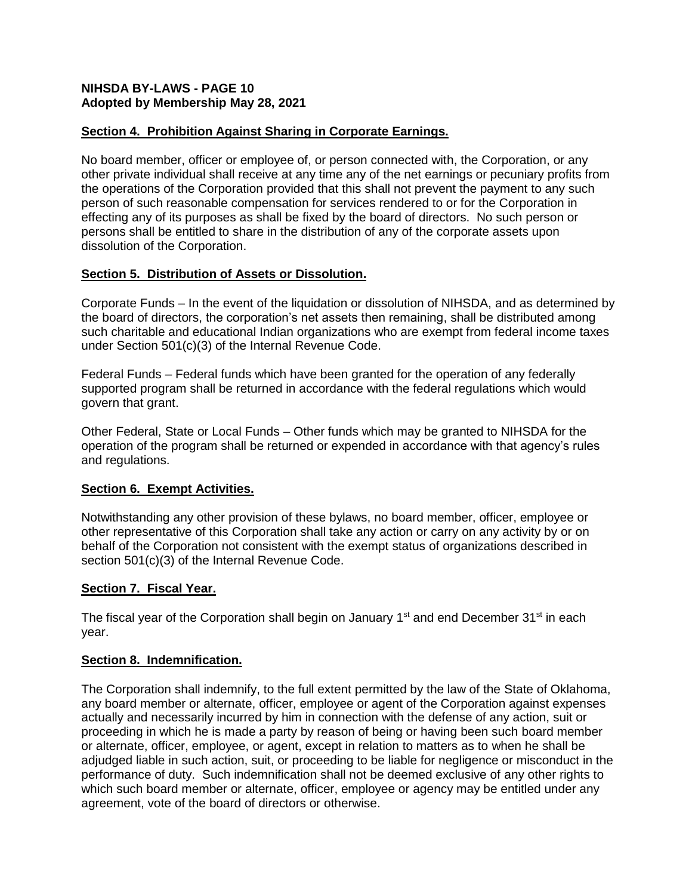### Section 4. Prohibition Against Sharing in Corporate Earnings.

No board member, officer or employee of, or person connected with, the Corporation, or any other private individual shall receive at any time any of the net earnings or pecuniary profits from the operations of the Corporation provided that this shall not prevent the payment to any such person of such reasonable compensation for services rendered to or for the Corporation in effecting any of its purposes as shall be fixed by the board of directors. No such person or persons shall be entitled to share in the distribution of any of the corporate assets upon dissolution of the Corporation.

### Section 5. Distribution of Assets or Dissolution.

Corporate Funds – In the event of the liquidation or dissolution of NIHSDA, and as determined by the board of directors, the corporation's net assets then remaining, shall be distributed among such charitable and educational Indian organizations who are exempt from federal income taxes under Section 501(c)(3) of the Internal Revenue Code.

Federal Funds – Federal funds which have been granted for the operation of any federally supported program shall be returned in accordance with the federal regulations which would govern that grant.

Other Federal, State or Local Funds – Other funds which may be granted to NIHSDA for the operation of the program shall be returned or expended in accordance with that agency's rules and regulations.

### Section 6. Exempt Activities.

Notwithstanding any other provision of these bylaws, no board member, officer, employee or other representative of this Corporation shall take any action or carry on any activity by or on behalf of the Corporation not consistent with the exempt status of organizations described in section 501(c)(3) of the Internal Revenue Code.

### Section 7. Fiscal Year.

The fiscal year of the Corporation shall begin on January 1st and end December 31st in each year.

### Section 8. Indemnification.

The Corporation shall indemnify, to the full extent permitted by the law of the State of Oklahoma, any board member or alternate, officer, employee or agent of the Corporation against expenses actually and necessarily incurred by him in connection with the defense of any action, suit or proceeding in which he is made a party by reason of being or having been such board member or alternate, officer, employee, or agent, except in relation to matters as to when he shall be adjudged liable in such action, suit, or proceeding to be liable for negligence or misconduct in the performance of duty. Such indemnification shall not be deemed exclusive of any other rights to which such board member or alternate, officer, employee or agency may be entitled under any agreement, vote of the board of directors or otherwise.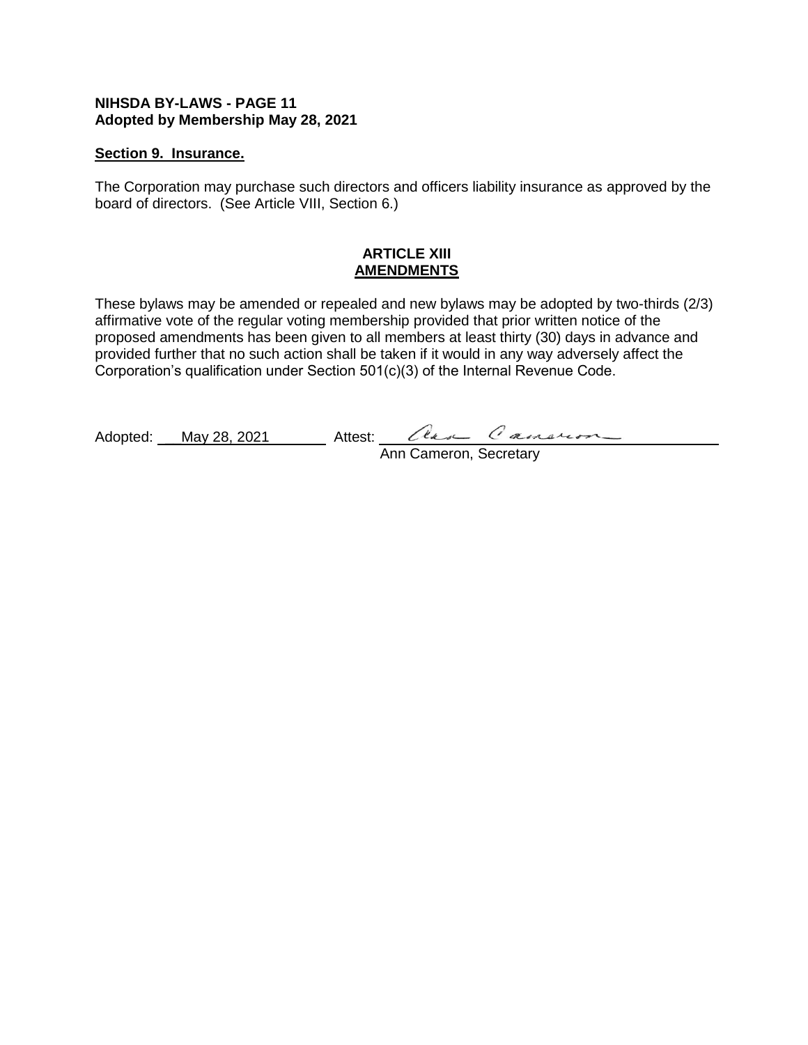**Section 9. Insurance.**

The Corporation may purchase such directors and officers liability insurance as approved by the board of directors. (See Article VIII, Section 6.)

## ARTICLE XIII
## AMENDMENTS

These bylaws may be amended or repealed and new bylaws may be adopted by two-thirds (2/3) affirmative vote of the regular voting membership provided that prior written notice of the proposed amendments has been given to all members at least thirty (30) days in advance and provided further that no such action shall be taken if it would in any way adversely affect the Corporation's qualification under Section 501(c)(3) of the Internal Revenue Code.

Adopted: May 28, 2021 Attest: Ann Cameron

Ann Cameron, Secretary